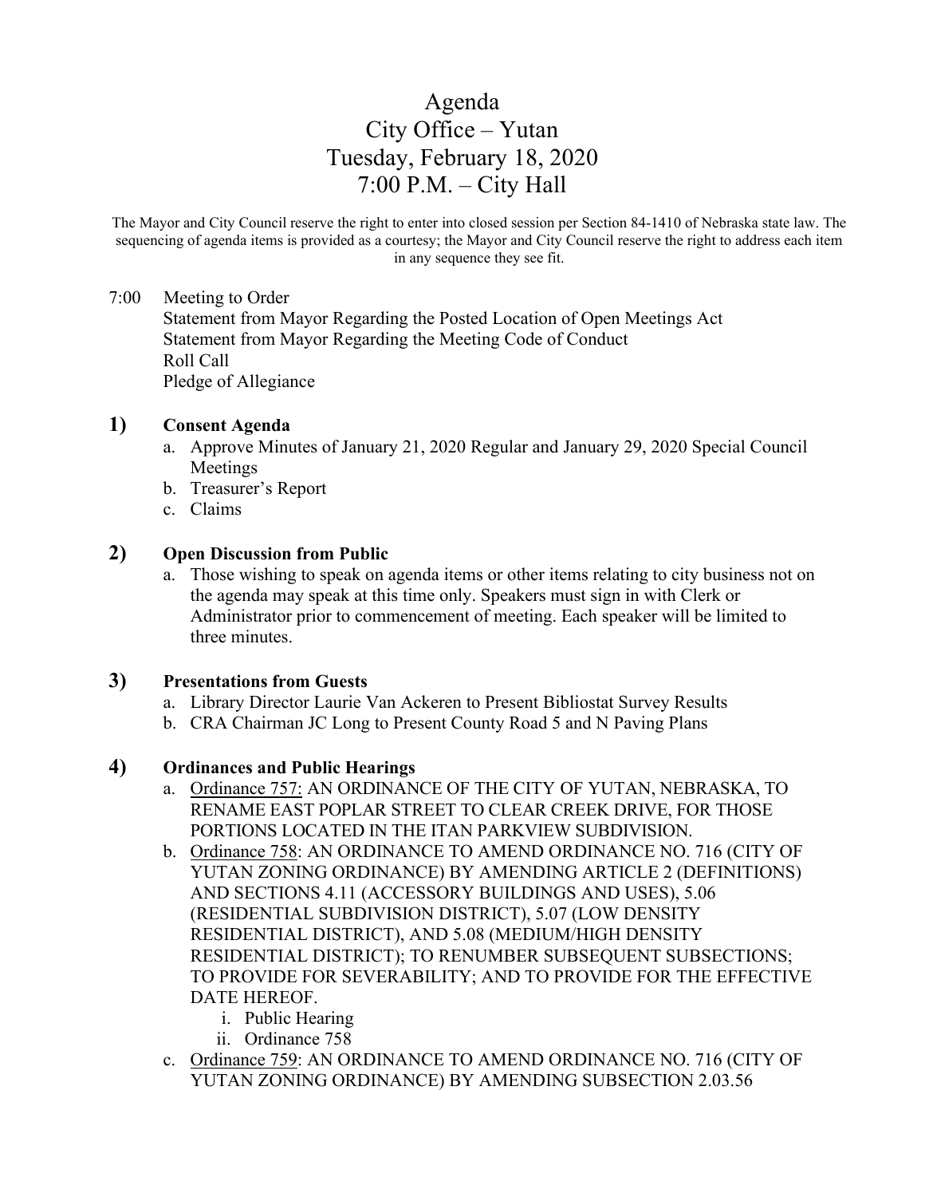# Agenda
## City Office – Yutan
## Tuesday, February 18, 2020
## 7:00 P.M. – City Hall

The Mayor and City Council reserve the right to enter into closed session per Section 84-1410 of Nebraska state law. The sequencing of agenda items is provided as a courtesy; the Mayor and City Council reserve the right to address each item in any sequence they see fit.

7:00 Meeting to Order
Statement from Mayor Regarding the Posted Location of Open Meetings Act
Statement from Mayor Regarding the Meeting Code of Conduct
Roll Call
Pledge of Allegiance

**1) Consent Agenda**

a. Approve Minutes of January 21, 2020 Regular and January 29, 2020 Special Council Meetings
b. Treasurer's Report
c. Claims

**2) Open Discussion from Public**

a. Those wishing to speak on agenda items or other items relating to city business not on the agenda may speak at this time only. Speakers must sign in with Clerk or Administrator prior to commencement of meeting. Each speaker will be limited to three minutes.

**3) Presentations from Guests**

a. Library Director Laurie Van Ackeren to Present Bibliostat Survey Results
b. CRA Chairman JC Long to Present County Road 5 and N Paving Plans

**4) Ordinances and Public Hearings**

a. Ordinance 757: AN ORDINANCE OF THE CITY OF YUTAN, NEBRASKA, TO RENAME EAST POPLAR STREET TO CLEAR CREEK DRIVE, FOR THOSE PORTIONS LOCATED IN THE ITAN PARKVIEW SUBDIVISION.
b. Ordinance 758: AN ORDINANCE TO AMEND ORDINANCE NO. 716 (CITY OF YUTAN ZONING ORDINANCE) BY AMENDING ARTICLE 2 (DEFINITIONS) AND SECTIONS 4.11 (ACCESSORY BUILDINGS AND USES), 5.06 (RESIDENTIAL SUBDIVISION DISTRICT), 5.07 (LOW DENSITY RESIDENTIAL DISTRICT), AND 5.08 (MEDIUM/HIGH DENSITY RESIDENTIAL DISTRICT); TO RENUMBER SUBSEQUENT SUBSECTIONS; TO PROVIDE FOR SEVERABILITY; AND TO PROVIDE FOR THE EFFECTIVE DATE HEREOF.
   i. Public Hearing
   ii. Ordinance 758
c. Ordinance 759: AN ORDINANCE TO AMEND ORDINANCE NO. 716 (CITY OF YUTAN ZONING ORDINANCE) BY AMENDING SUBSECTION 2.03.56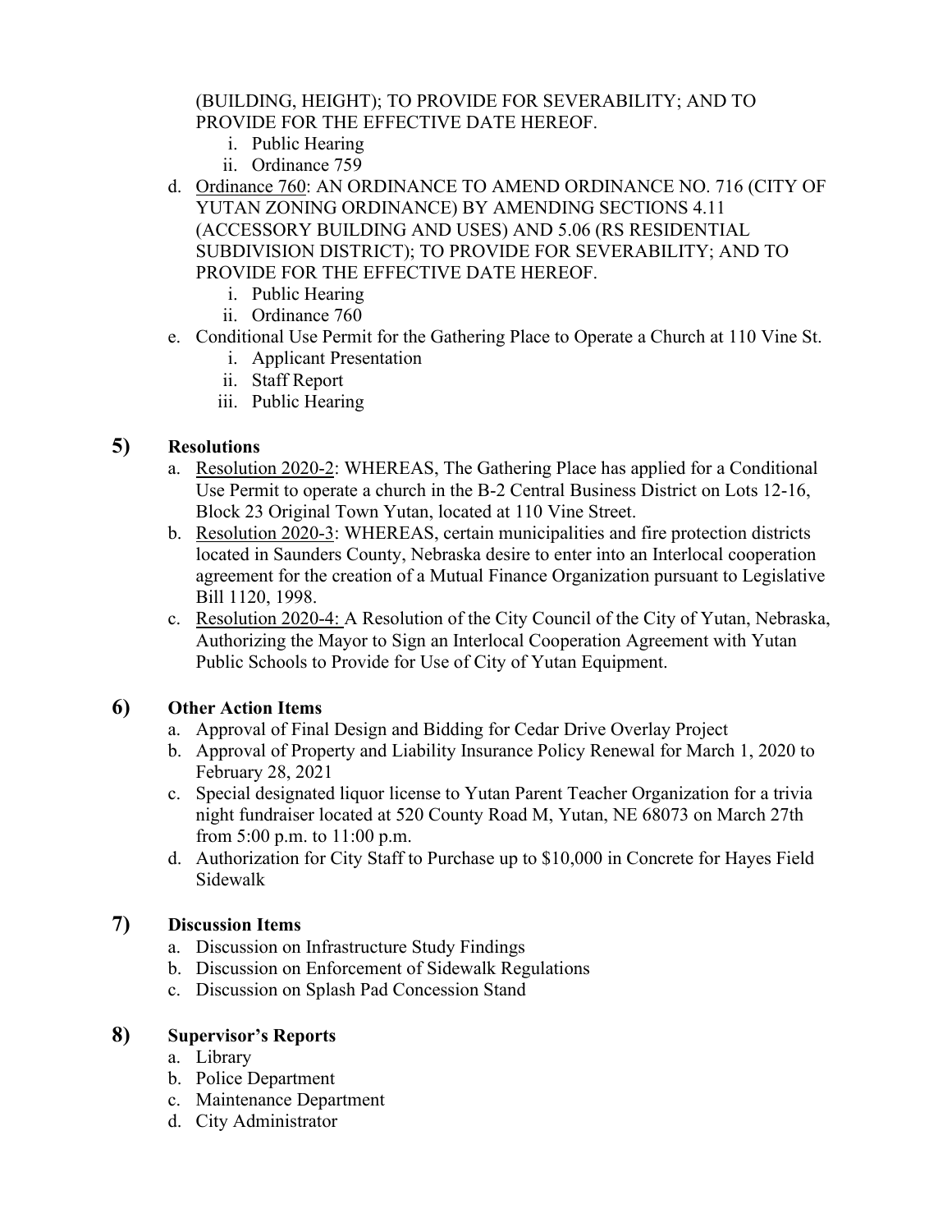(BUILDING, HEIGHT); TO PROVIDE FOR SEVERABILITY; AND TO PROVIDE FOR THE EFFECTIVE DATE HEREOF.
   i. Public Hearing
   ii. Ordinance 759

d. Ordinance 760: AN ORDINANCE TO AMEND ORDINANCE NO. 716 (CITY OF YUTAN ZONING ORDINANCE) BY AMENDING SECTIONS 4.11 (ACCESSORY BUILDING AND USES) AND 5.06 (RS RESIDENTIAL SUBDIVISION DISTRICT); TO PROVIDE FOR SEVERABILITY; AND TO PROVIDE FOR THE EFFECTIVE DATE HEREOF.
   i. Public Hearing
   ii. Ordinance 760

e. Conditional Use Permit for the Gathering Place to Operate a Church at 110 Vine St.
   i. Applicant Presentation
   ii. Staff Report
   iii. Public Hearing

## 5) Resolutions

a. Resolution 2020-2: WHEREAS, The Gathering Place has applied for a Conditional Use Permit to operate a church in the B-2 Central Business District on Lots 12-16, Block 23 Original Town Yutan, located at 110 Vine Street.

b. Resolution 2020-3: WHEREAS, certain municipalities and fire protection districts located in Saunders County, Nebraska desire to enter into an Interlocal cooperation agreement for the creation of a Mutual Finance Organization pursuant to Legislative Bill 1120, 1998.

c. Resolution 2020-4: A Resolution of the City Council of the City of Yutan, Nebraska, Authorizing the Mayor to Sign an Interlocal Cooperation Agreement with Yutan Public Schools to Provide for Use of City of Yutan Equipment.

## 6) Other Action Items

a. Approval of Final Design and Bidding for Cedar Drive Overlay Project

b. Approval of Property and Liability Insurance Policy Renewal for March 1, 2020 to February 28, 2021

c. Special designated liquor license to Yutan Parent Teacher Organization for a trivia night fundraiser located at 520 County Road M, Yutan, NE 68073 on March 27th from 5:00 p.m. to 11:00 p.m.

d. Authorization for City Staff to Purchase up to $10,000 in Concrete for Hayes Field Sidewalk

## 7) Discussion Items

a. Discussion on Infrastructure Study Findings

b. Discussion on Enforcement of Sidewalk Regulations

c. Discussion on Splash Pad Concession Stand

## 8) Supervisor's Reports

a. Library

b. Police Department

c. Maintenance Department

d. City Administrator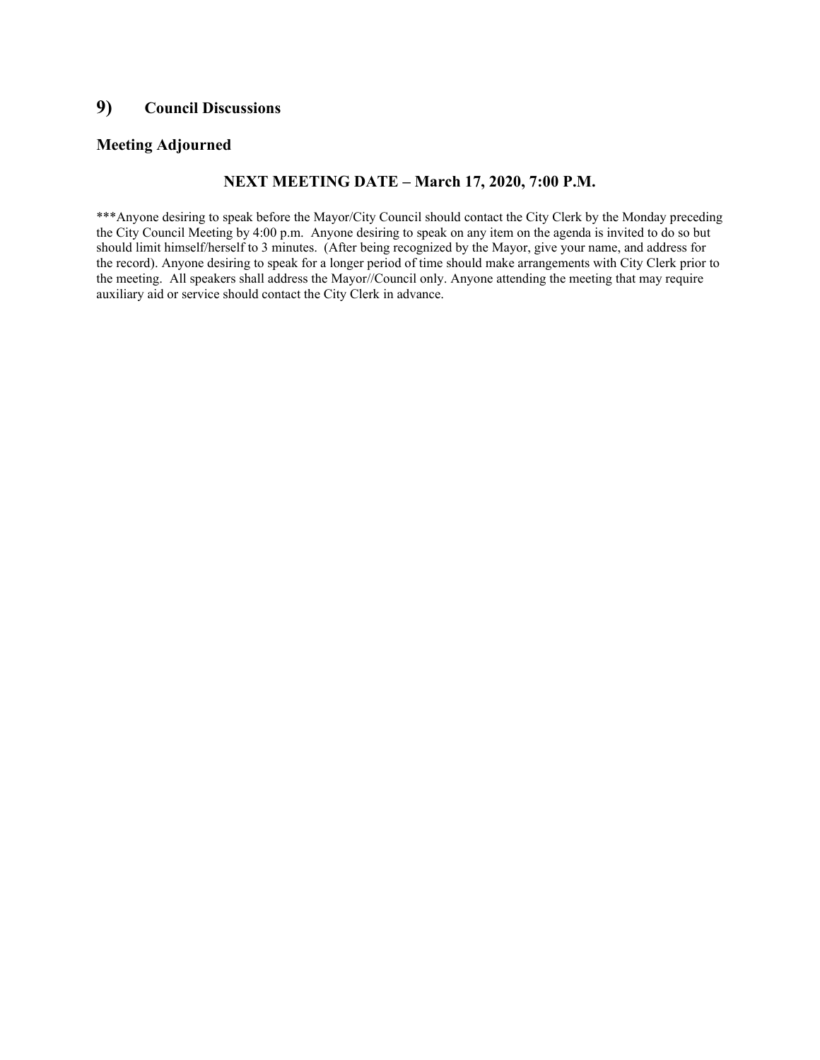## 9) Council Discussions

### Meeting Adjourned

**NEXT MEETING DATE – March 17, 2020, 7:00 P.M.**

***Anyone desiring to speak before the Mayor/City Council should contact the City Clerk by the Monday preceding the City Council Meeting by 4:00 p.m. Anyone desiring to speak on any item on the agenda is invited to do so but should limit himself/herself to 3 minutes. (After being recognized by the Mayor, give your name, and address for the record). Anyone desiring to speak for a longer period of time should make arrangements with City Clerk prior to the meeting. All speakers shall address the Mayor//Council only. Anyone attending the meeting that may require auxiliary aid or service should contact the City Clerk in advance.